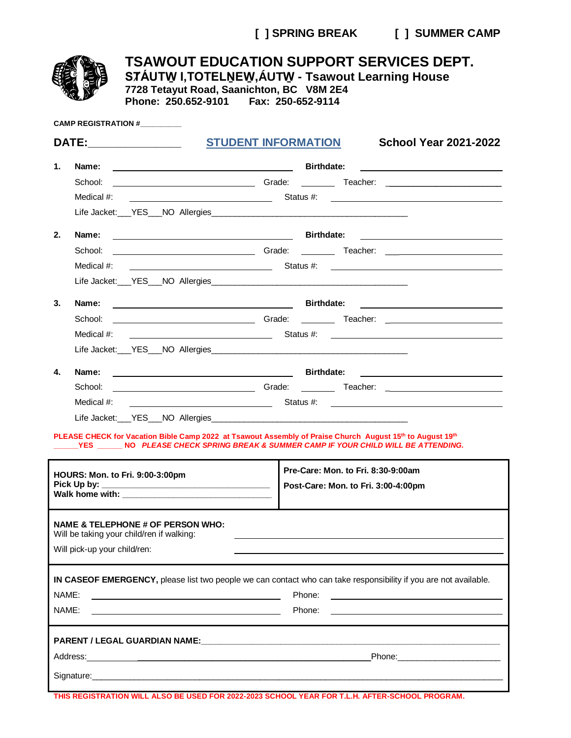[ ] SPRING BREAK  [ ] SUMMER CAMP

# TSAWOUT EDUCATION SUPPORT SERVICES DEPT.

**SȾÁUTW̱ I,TOTELṈEW̱,ÁUTW̱ - Tsawout Learning House**
**7728 Tetayut Road, Saanichton, BC V8M 2E4**
**Phone: 250.652-9101  Fax: 250-652-9114**

**CAMP REGISTRATION #__________**

**DATE:________________**  **STUDENT INFORMATION**  **School Year 2021-2022**

1. **Name:** ______________________ **Birthdate:** ______________________
   School: ______________________ Grade: ________ Teacher: ______________________
   Medical #: ______________________ Status #: ______________________
   Life Jacket:___YES___NO Allergies__________________________________________

2. **Name:** ______________________ **Birthdate:** ______________________
   School: ______________________ Grade: ________ Teacher: ______________________
   Medical #: ______________________ Status #: ______________________
   Life Jacket:___YES___NO Allergies__________________________________________

3. **Name:** ______________________ **Birthdate:** ______________________
   School: ______________________ Grade: ________ Teacher: ______________________
   Medical #: ______________________ Status #: ______________________
   Life Jacket:___YES___NO Allergies__________________________________________

4. **Name:** ______________________ **Birthdate:** ______________________
   School: ______________________ Grade: ________ Teacher: ______________________
   Medical #: ______________________ Status #: ______________________
   Life Jacket:___YES___NO Allergies__________________________________________

**PLEASE CHECK for Vacation Bible Camp 2022 at Tsawout Assembly of Praise Church August 15th to August 19th**
**______YES ______ NO** ***PLEASE CHECK SPRING BREAK & SUMMER CAMP IF YOUR CHILD WILL BE ATTENDING.***

| **HOURS: Mon. to Fri. 9:00-3:00pm**<br>**Pick Up by:** ______________________<br>**Walk home with:** ______________________ | **Pre-Care: Mon. to Fri. 8:30-9:00am**<br>**Post-Care: Mon. to Fri. 3:00-4:00pm** |
|---|---|

**NAME & TELEPHONE # OF PERSON WHO:**
Will be taking your child/ren if walking: ______________________
Will pick-up your child/ren: ______________________

**IN CASEOF EMERGENCY,** please list two people we can contact who can take responsibility if you are not available.
NAME: ______________________ Phone: ______________________
NAME: ______________________ Phone: ______________________

**PARENT / LEGAL GUARDIAN NAME:**______________________________________________
Address:______________________________________________ Phone:______________________
Signature:__________________________________________________________________

**THIS REGISTRATION WILL ALSO BE USED FOR 2022-2023 SCHOOL YEAR FOR T.L.H. AFTER-SCHOOL PROGRAM.**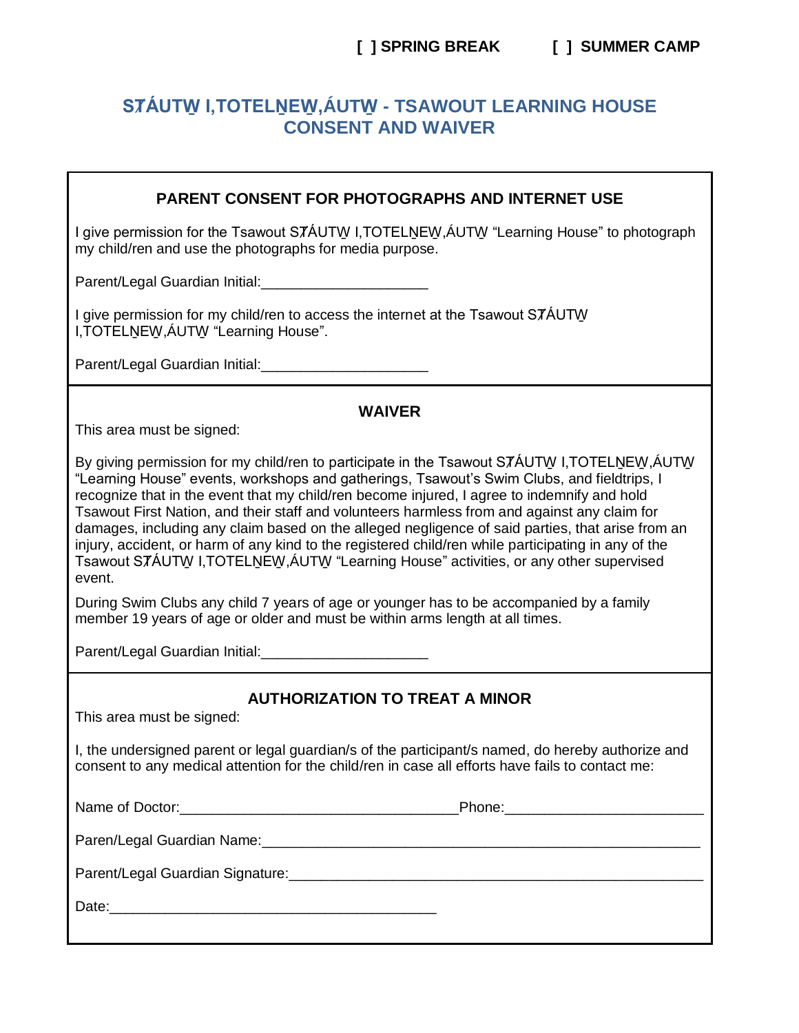**[ ] SPRING BREAK** **[ ] SUMMER CAMP**

# SȾÁUTW̱ I,TOTELṈEW̱,ÁUTW̱ - TSAWOUT LEARNING HOUSE CONSENT AND WAIVER

## PARENT CONSENT FOR PHOTOGRAPHS AND INTERNET USE

I give permission for the Tsawout SȾÁUTW̱ I,TOTELṈEW̱,ÁUTW̱ "Learning House" to photograph my child/ren and use the photographs for media purpose.

Parent/Legal Guardian Initial:____________________

I give permission for my child/ren to access the internet at the Tsawout SȾÁUTW̱ I,TOTELṈEW̱,ÁUTW̱ "Learning House".

Parent/Legal Guardian Initial:____________________

## WAIVER

This area must be signed:

By giving permission for my child/ren to participate in the Tsawout SȾÁUTW̱ I,TOTELṈEW̱,ÁUTW̱ "Learning House" events, workshops and gatherings, Tsawout's Swim Clubs, and fieldtrips, I recognize that in the event that my child/ren become injured, I agree to indemnify and hold Tsawout First Nation, and their staff and volunteers harmless from and against any claim for damages, including any claim based on the alleged negligence of said parties, that arise from an injury, accident, or harm of any kind to the registered child/ren while participating in any of the Tsawout SȾÁUTW̱ I,TOTELṈEW̱,ÁUTW̱ "Learning House" activities, or any other supervised event.

During Swim Clubs any child 7 years of age or younger has to be accompanied by a family member 19 years of age or older and must be within arms length at all times.

Parent/Legal Guardian Initial:____________________

## AUTHORIZATION TO TREAT A MINOR

This area must be signed:

I, the undersigned parent or legal guardian/s of the participant/s named, do hereby authorize and consent to any medical attention for the child/ren in case all efforts have fails to contact me:

Name of Doctor:__________________________________Phone:________________________

Paren/Legal Guardian Name:________________________________________________________

Parent/Legal Guardian Signature:____________________________________________________

Date:________________________________________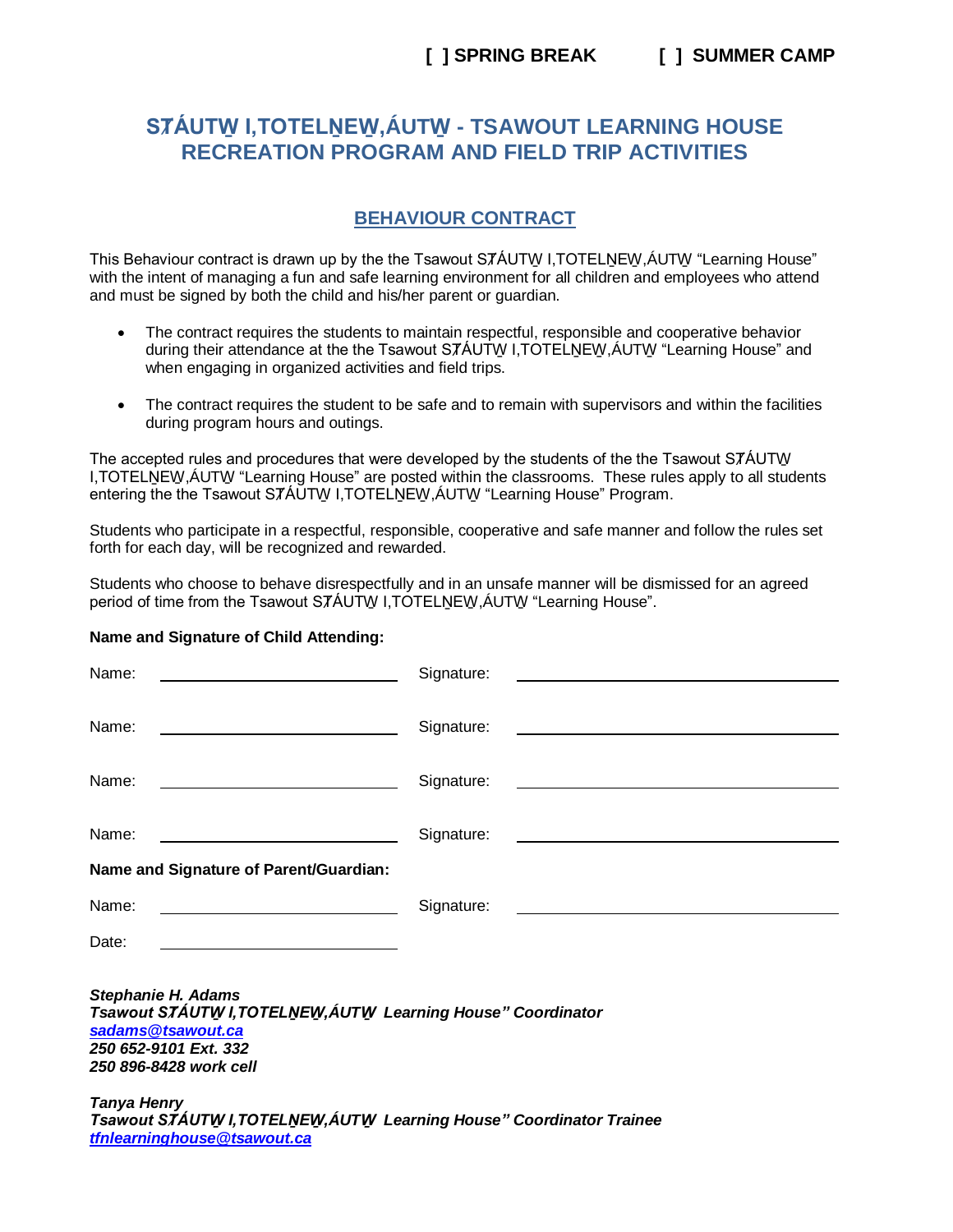**[ ] SPRING BREAK [ ] SUMMER CAMP**

# SȾÁUTW̱ I,TOTELṈEW̱,ÁUTW̱ - TSAWOUT LEARNING HOUSE RECREATION PROGRAM AND FIELD TRIP ACTIVITIES

## BEHAVIOUR CONTRACT

This Behaviour contract is drawn up by the the Tsawout SȾÁUTW̱ I,TOTELṈEW̱,ÁUTW̱ "Learning House" with the intent of managing a fun and safe learning environment for all children and employees who attend and must be signed by both the child and his/her parent or guardian.

- The contract requires the students to maintain respectful, responsible and cooperative behavior during their attendance at the the Tsawout SȾÁUTW̱ I,TOTELṈEW̱,ÁUTW̱ "Learning House" and when engaging in organized activities and field trips.
- The contract requires the student to be safe and to remain with supervisors and within the facilities during program hours and outings.

The accepted rules and procedures that were developed by the students of the the Tsawout SȾÁUTW̱ I,TOTELṈEW̱,ÁUTW̱ "Learning House" are posted within the classrooms. These rules apply to all students entering the the Tsawout SȾÁUTW̱ I,TOTELṈEW̱,ÁUTW̱ "Learning House" Program.

Students who participate in a respectful, responsible, cooperative and safe manner and follow the rules set forth for each day, will be recognized and rewarded.

Students who choose to behave disrespectfully and in an unsafe manner will be dismissed for an agreed period of time from the Tsawout SȾÁUTW̱ I,TOTELṈEW̱,ÁUTW̱ "Learning House".

**Name and Signature of Child Attending:**

Name: ______________________ Signature: ______________________________

Name: ______________________ Signature: ______________________________

Name: ______________________ Signature: ______________________________

Name: ______________________ Signature: ______________________________

**Name and Signature of Parent/Guardian:**

Name: ______________________ Signature: ______________________________

Date: ______________________

***Stephanie H. Adams***
***Tsawout SȾÁUTW̱ I,TOTELṈEW̱,ÁUTW̱ Learning House" Coordinator***
***sadams@tsawout.ca***
***250 652-9101 Ext. 332***
***250 896-8428 work cell***

***Tanya Henry***
***Tsawout SȾÁUTW̱ I,TOTELṈEW̱,ÁUTW̱ Learning House" Coordinator Trainee***
***tfnlearninghouse@tsawout.ca***